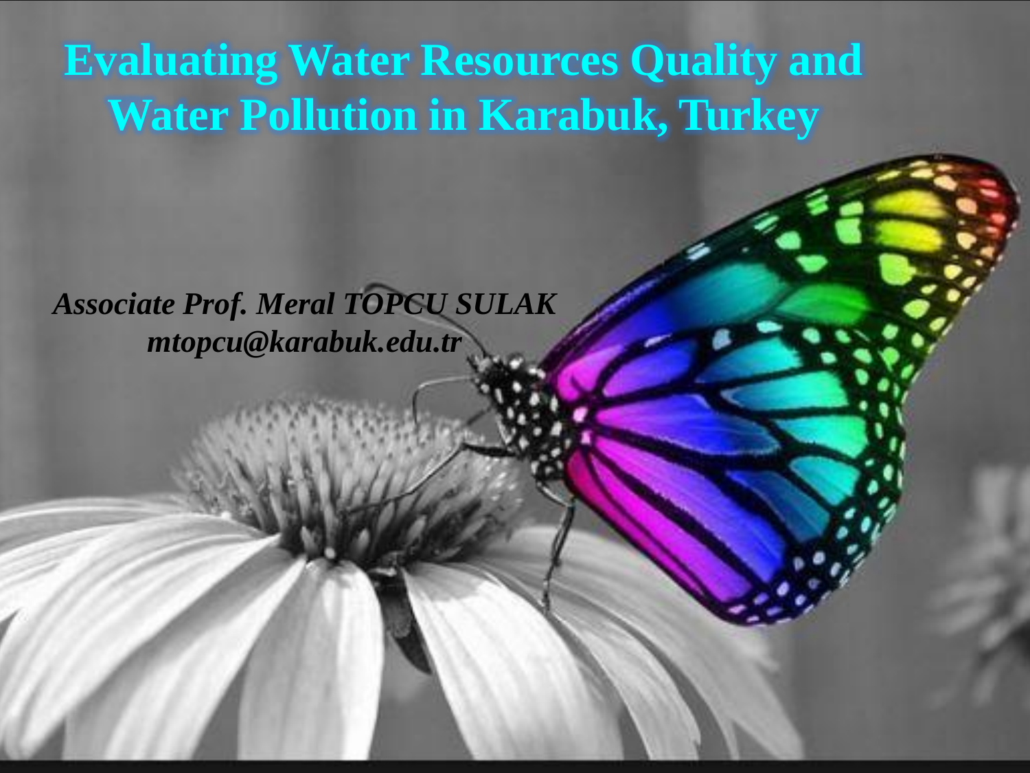# Evaluating Water Resources Quality and Water Pollution in Karabuk, Turkey

***Associate Prof. Meral TOPCU SULAK***
***mtopcu@karabuk.edu.tr***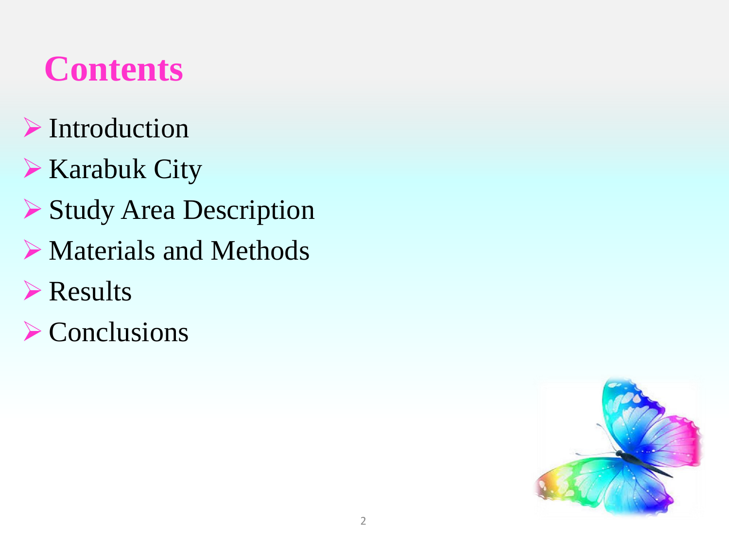# Contents

- Introduction
- Karabuk City
- Study Area Description
- Materials and Methods
- Results
- Conclusions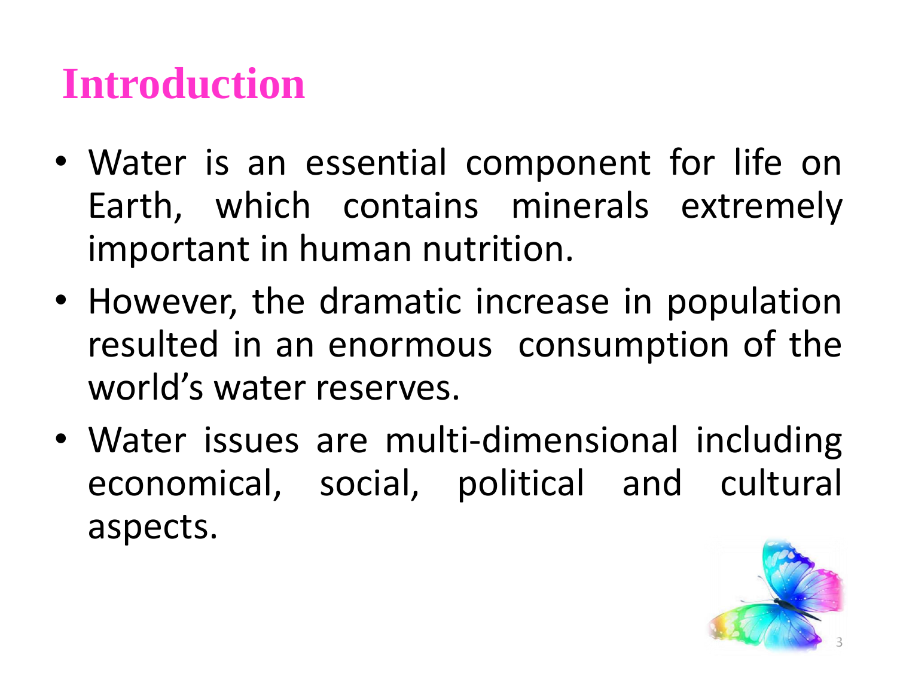# Introduction

- Water is an essential component for life on Earth, which contains minerals extremely important in human nutrition.
- However, the dramatic increase in population resulted in an enormous consumption of the world's water reserves.
- Water issues are multi-dimensional including economical, social, political and cultural aspects.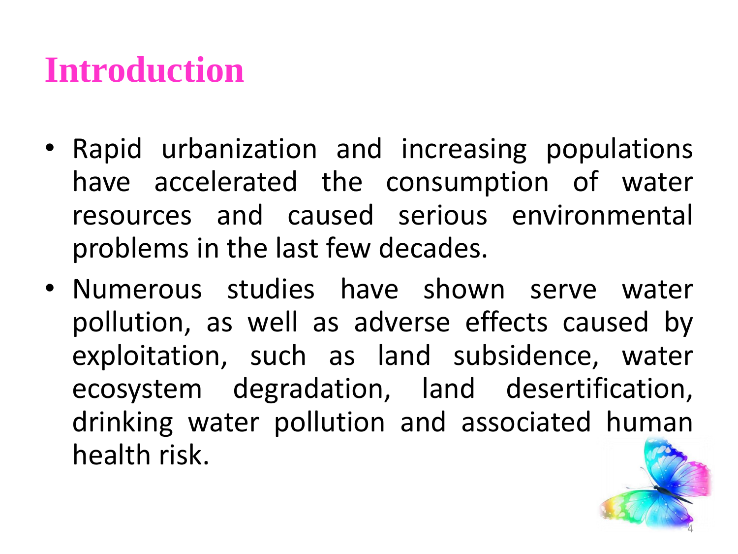# Introduction

- Rapid urbanization and increasing populations have accelerated the consumption of water resources and caused serious environmental problems in the last few decades.
- Numerous studies have shown serve water pollution, as well as adverse effects caused by exploitation, such as land subsidence, water ecosystem degradation, land desertification, drinking water pollution and associated human health risk.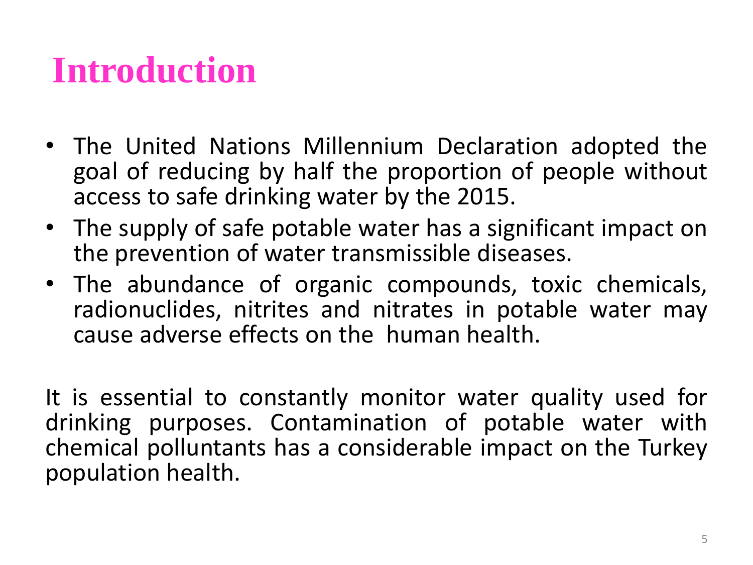# Introduction

- The United Nations Millennium Declaration adopted the goal of reducing by half the proportion of people without access to safe drinking water by the 2015.
- The supply of safe potable water has a significant impact on the prevention of water transmissible diseases.
- The abundance of organic compounds, toxic chemicals, radionuclides, nitrites and nitrates in potable water may cause adverse effects on the human health.

It is essential to constantly monitor water quality used for drinking purposes. Contamination of potable water with chemical polluntants has a considerable impact on the Turkey population health.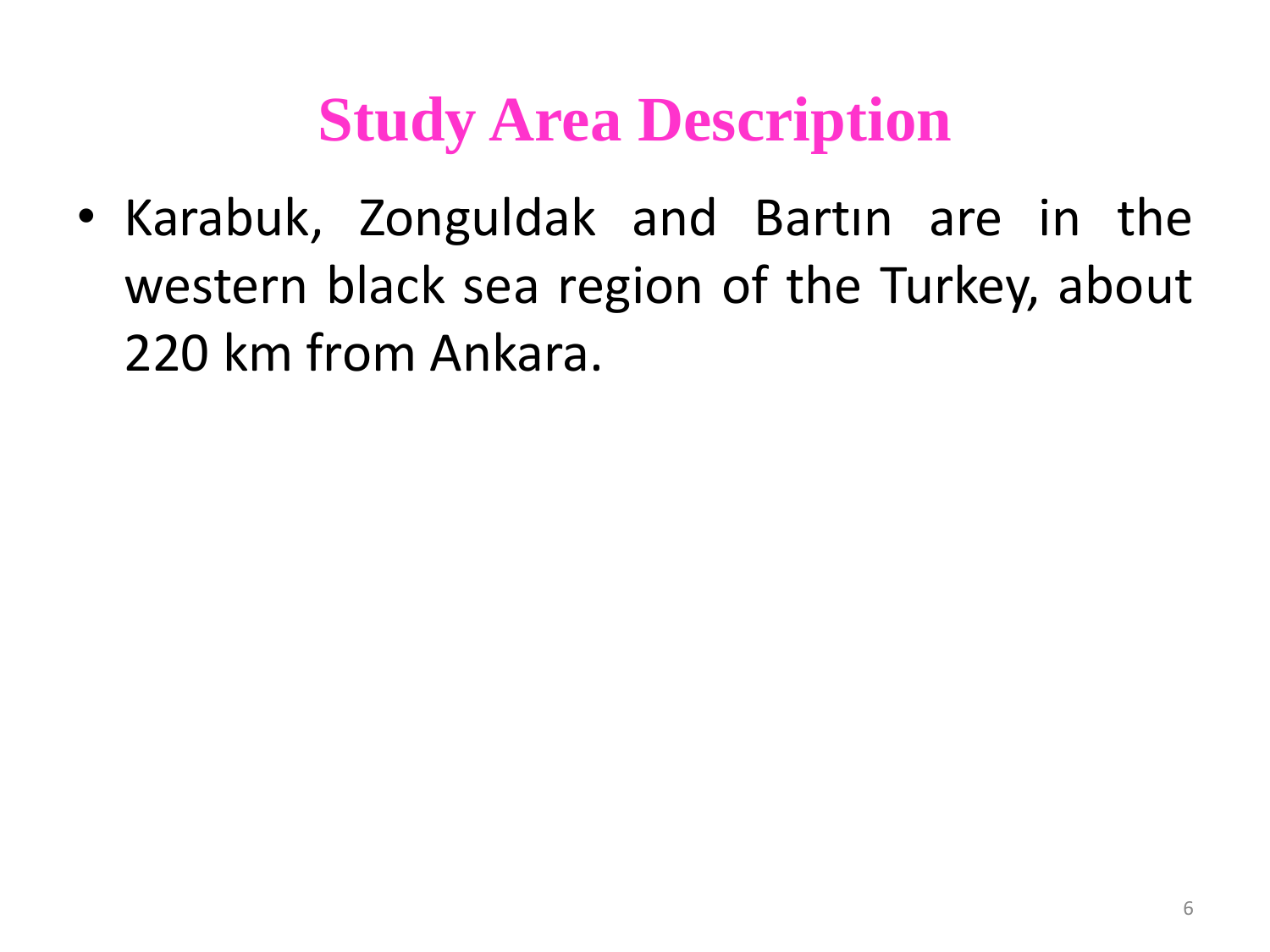# Study Area Description

- Karabuk, Zonguldak and Bartın are in the western black sea region of the Turkey, about 220 km from Ankara.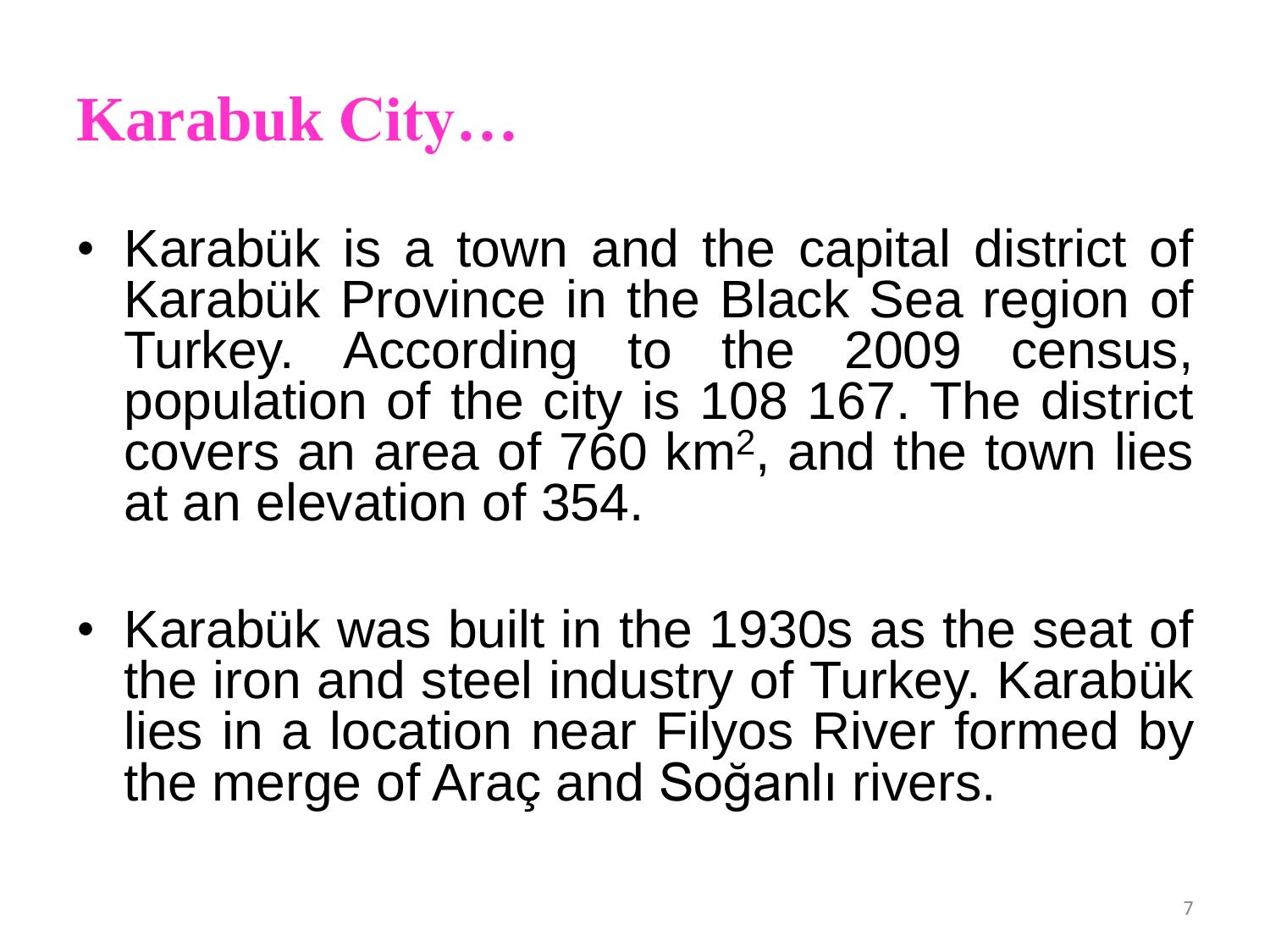# Karabuk City…

- Karabük is a town and the capital district of Karabük Province in the Black Sea region of Turkey. According to the 2009 census, population of the city is 108 167. The district covers an area of 760 $km^2$, and the town lies at an elevation of 354.

- Karabük was built in the 1930s as the seat of the iron and steel industry of Turkey. Karabük lies in a location near Filyos River formed by the merge of Araç and Soğanlı rivers.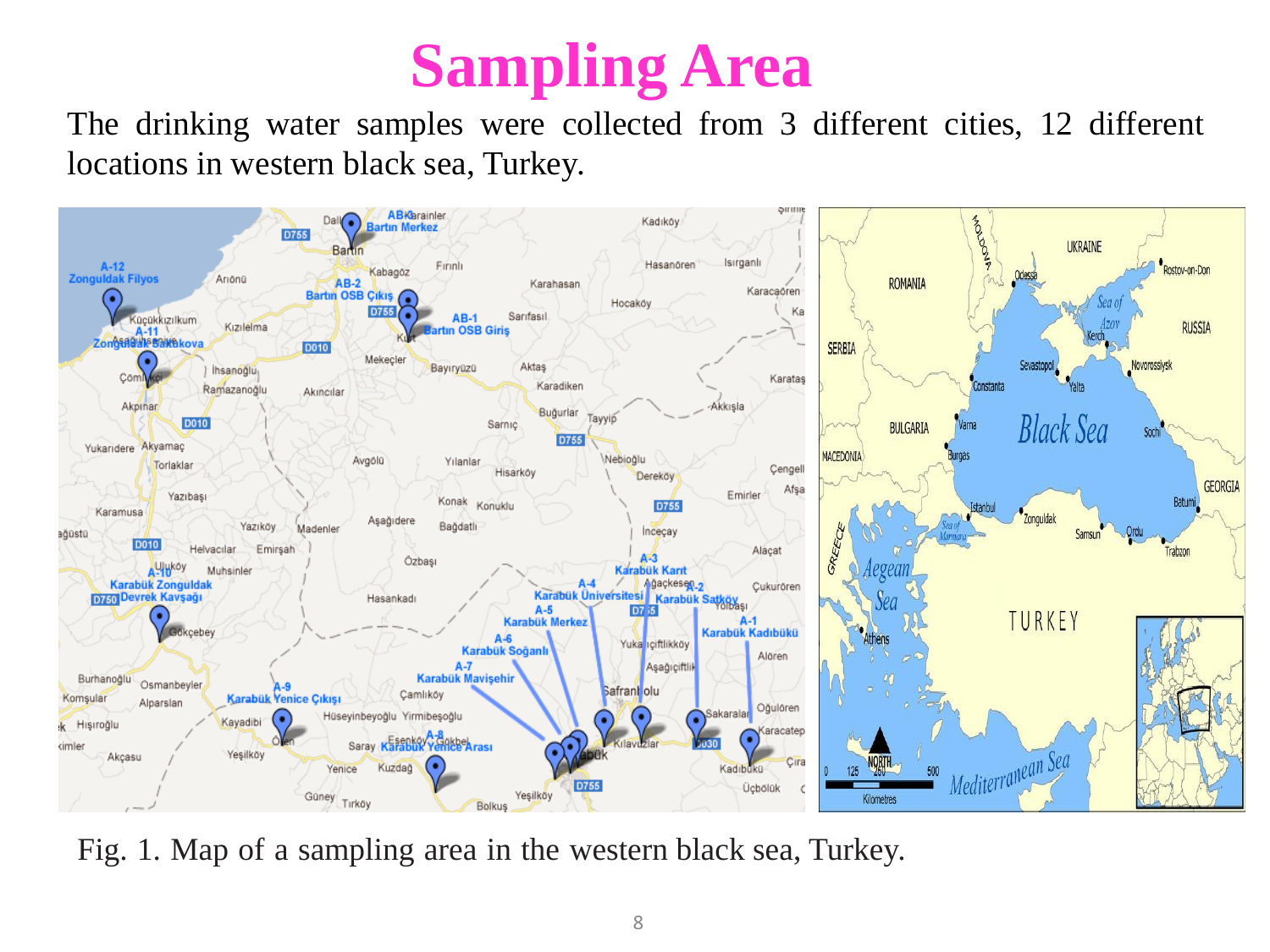# Sampling Area

The drinking water samples were collected from 3 different cities, 12 different locations in western black sea, Turkey.

Fig. 1. Map of a sampling area in the western black sea, Turkey.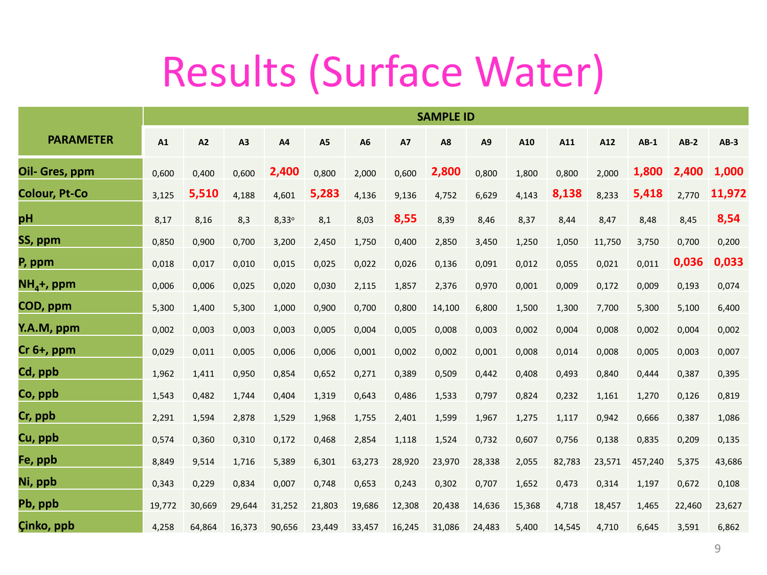# Results (Surface Water)

| PARAMETER | SAMPLE ID | | | | | | | | | | | | | | |
|---|---|---|---|---|---|---|---|---|---|---|---|---|---|---|---|
| | A1 | A2 | A3 | A4 | A5 | A6 | A7 | A8 | A9 | A10 | A11 | A12 | AB-1 | AB-2 | AB-3 |
| **Oil- Gres, ppm** | 0,600 | 0,400 | 0,600 | **2,400** | 0,800 | 2,000 | 0,600 | **2,800** | 0,800 | 1,800 | 0,800 | 2,000 | **1,800** | **2,400** | **1,000** |
| **Colour, Pt-Co** | 3,125 | **5,510** | 4,188 | 4,601 | **5,283** | 4,136 | 9,136 | 4,752 | 6,629 | 4,143 | **8,138** | 8,233 | **5,418** | 2,770 | **11,972** |
| **pH** | 8,17 | 8,16 | 8,3 | 8,33° | 8,1 | 8,03 | **8,55** | 8,39 | 8,46 | 8,37 | 8,44 | 8,47 | 8,48 | 8,45 | **8,54** |
| **SS, ppm** | 0,850 | 0,900 | 0,700 | 3,200 | 2,450 | 1,750 | 0,400 | 2,850 | 3,450 | 1,250 | 1,050 | 11,750 | 3,750 | 0,700 | 0,200 |
| **P, ppm** | 0,018 | 0,017 | 0,010 | 0,015 | 0,025 | 0,022 | 0,026 | 0,136 | 0,091 | 0,012 | 0,055 | 0,021 | 0,011 | **0,036** | **0,033** |
| **$NH_4^+$, ppm** | 0,006 | 0,006 | 0,025 | 0,020 | 0,030 | 2,115 | 1,857 | 2,376 | 0,970 | 0,001 | 0,009 | 0,172 | 0,009 | 0,193 | 0,074 |
| **COD, ppm** | 5,300 | 1,400 | 5,300 | 1,000 | 0,900 | 0,700 | 0,800 | 14,100 | 6,800 | 1,500 | 1,300 | 7,700 | 5,300 | 5,100 | 6,400 |
| **Y.A.M, ppm** | 0,002 | 0,003 | 0,003 | 0,003 | 0,005 | 0,004 | 0,005 | 0,008 | 0,003 | 0,002 | 0,004 | 0,008 | 0,002 | 0,004 | 0,002 |
| **Cr 6+, ppm** | 0,029 | 0,011 | 0,005 | 0,006 | 0,006 | 0,001 | 0,002 | 0,002 | 0,001 | 0,008 | 0,014 | 0,008 | 0,005 | 0,003 | 0,007 |
| **Cd, ppb** | 1,962 | 1,411 | 0,950 | 0,854 | 0,652 | 0,271 | 0,389 | 0,509 | 0,442 | 0,408 | 0,493 | 0,840 | 0,444 | 0,387 | 0,395 |
| **Co, ppb** | 1,543 | 0,482 | 1,744 | 0,404 | 1,319 | 0,643 | 0,486 | 1,533 | 0,797 | 0,824 | 0,232 | 1,161 | 1,270 | 0,126 | 0,819 |
| **Cr, ppb** | 2,291 | 1,594 | 2,878 | 1,529 | 1,968 | 1,755 | 2,401 | 1,599 | 1,967 | 1,275 | 1,117 | 0,942 | 0,666 | 0,387 | 1,086 |
| **Cu, ppb** | 0,574 | 0,360 | 0,310 | 0,172 | 0,468 | 2,854 | 1,118 | 1,524 | 0,732 | 0,607 | 0,756 | 0,138 | 0,835 | 0,209 | 0,135 |
| **Fe, ppb** | 8,849 | 9,514 | 1,716 | 5,389 | 6,301 | 63,273 | 28,920 | 23,970 | 28,338 | 2,055 | 82,783 | 23,571 | 457,240 | 5,375 | 43,686 |
| **Ni, ppb** | 0,343 | 0,229 | 0,834 | 0,007 | 0,748 | 0,653 | 0,243 | 0,302 | 0,707 | 1,652 | 0,473 | 0,314 | 1,197 | 0,672 | 0,108 |
| **Pb, ppb** | 19,772 | 30,669 | 29,644 | 31,252 | 21,803 | 19,686 | 12,308 | 20,438 | 14,636 | 15,368 | 4,718 | 18,457 | 1,465 | 22,460 | 23,627 |
| **Çinko, ppb** | 4,258 | 64,864 | 16,373 | 90,656 | 23,449 | 33,457 | 16,245 | 31,086 | 24,483 | 5,400 | 14,545 | 4,710 | 6,645 | 3,591 | 6,862 |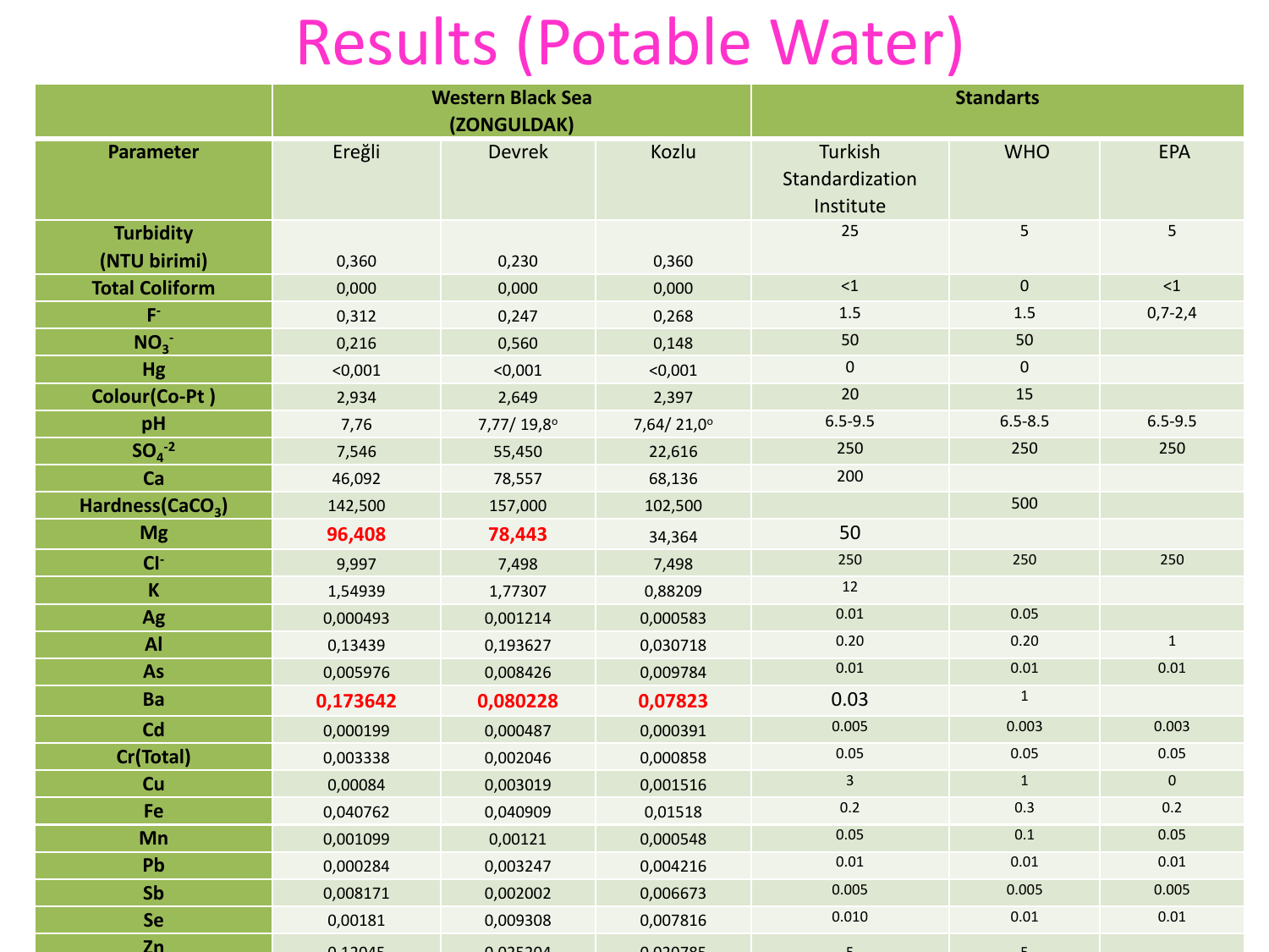# Results (Potable Water)

| | Western Black Sea (ZONGULDAK) | | | Standarts | | |
|---|---|---|---|---|---|---|
| **Parameter** | Ereğli | Devrek | Kozlu | Turkish Standardization Institute | WHO | EPA |
| **Turbidity (NTU birimi)** | 0,360 | 0,230 | 0,360 | 25 | 5 | 5 |
| **Total Coliform** | 0,000 | 0,000 | 0,000 | <1 | 0 | <1 |
| **$F^-$** | 0,312 | 0,247 | 0,268 | 1.5 | 1.5 | 0,7-2,4 |
| **$NO_3^-$** | 0,216 | 0,560 | 0,148 | 50 | 50 | |
| **Hg** | <0,001 | <0,001 | <0,001 | 0 | 0 | |
| **Colour(Co-Pt )** | 2,934 | 2,649 | 2,397 | 20 | 15 | |
| **pH** | 7,76 | 7,77/ 19,8° | 7,64/ 21,0° | 6.5-9.5 | 6.5-8.5 | 6.5-9.5 |
| **$SO_4^{-2}$** | 7,546 | 55,450 | 22,616 | 250 | 250 | 250 |
| **Ca** | 46,092 | 78,557 | 68,136 | 200 | | |
| **Hardness($CaCO_3$)** | 142,500 | 157,000 | 102,500 | | 500 | |
| **Mg** | **96,408** | **78,443** | 34,364 | 50 | | |
| **$Cl^-$** | 9,997 | 7,498 | 7,498 | 250 | 250 | 250 |
| **K** | 1,54939 | 1,77307 | 0,88209 | 12 | | |
| **Ag** | 0,000493 | 0,001214 | 0,000583 | 0.01 | 0.05 | |
| **Al** | 0,13439 | 0,193627 | 0,030718 | 0.20 | 0.20 | 1 |
| **As** | 0,005976 | 0,008426 | 0,009784 | 0.01 | 0.01 | 0.01 |
| **Ba** | **0,173642** | **0,080228** | **0,07823** | 0.03 | 1 | |
| **Cd** | 0,000199 | 0,000487 | 0,000391 | 0.005 | 0.003 | 0.003 |
| **Cr(Total)** | 0,003338 | 0,002046 | 0,000858 | 0.05 | 0.05 | 0.05 |
| **Cu** | 0,00084 | 0,003019 | 0,001516 | 3 | 1 | 0 |
| **Fe** | 0,040762 | 0,040909 | 0,01518 | 0.2 | 0.3 | 0.2 |
| **Mn** | 0,001099 | 0,00121 | 0,000548 | 0.05 | 0.1 | 0.05 |
| **Pb** | 0,000284 | 0,003247 | 0,004216 | 0.01 | 0.01 | 0.01 |
| **Sb** | 0,008171 | 0,002002 | 0,006673 | 0.005 | 0.005 | 0.005 |
| **Se** | 0,00181 | 0,009308 | 0,007816 | 0.010 | 0.01 | 0.01 |
| **Zn** | 0,12045 | 0,025204 | 0,020785 | 5 | 5 | |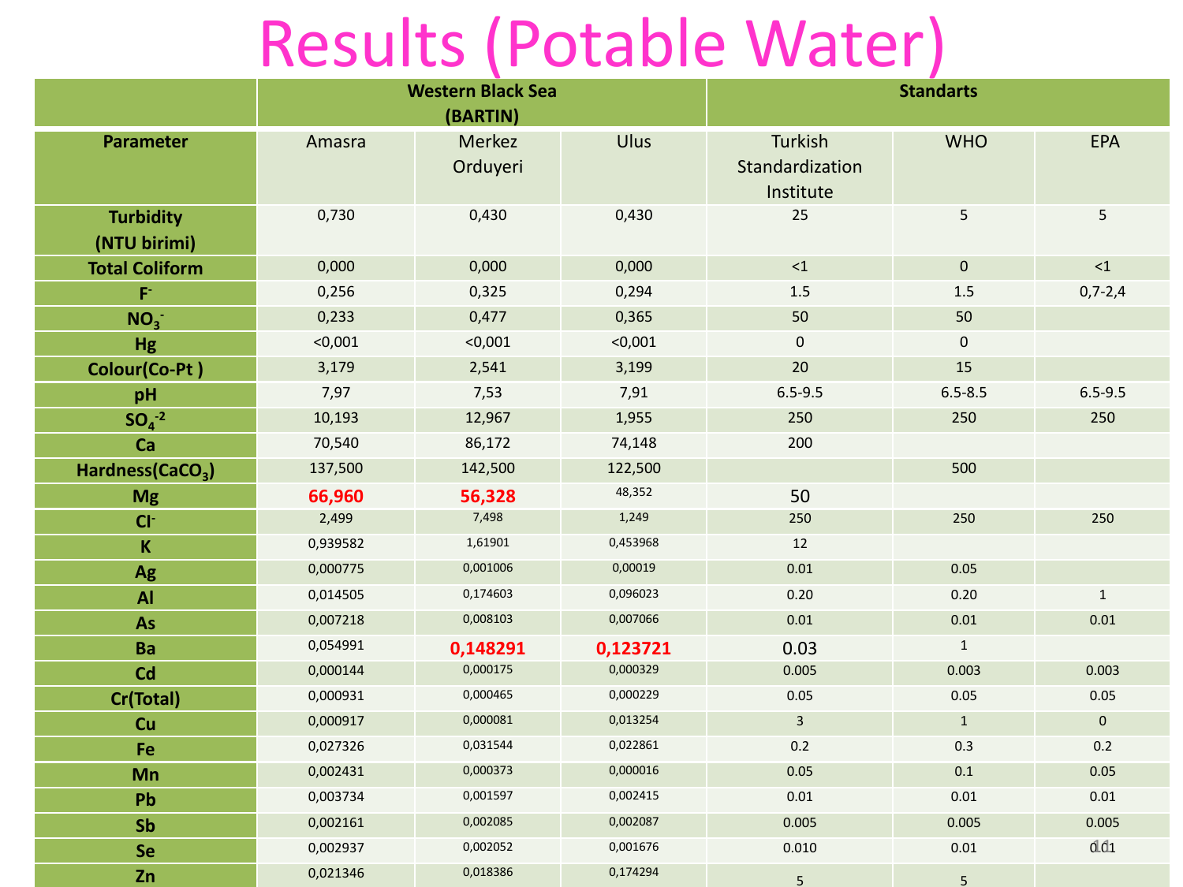# Results (Potable Water)

| | Western Black Sea (BARTIN) | | | Standarts | | |
|---|---|---|---|---|---|---|
| **Parameter** | Amasra | Merkez Orduyeri | Ulus | Turkish Standardization Institute | WHO | EPA |
| **Turbidity (NTU birimi)** | 0,730 | 0,430 | 0,430 | 25 | 5 | 5 |
| **Total Coliform** | 0,000 | 0,000 | 0,000 | <1 | 0 | <1 |
| **$F^-$** | 0,256 | 0,325 | 0,294 | 1.5 | 1.5 | 0,7-2,4 |
| **$NO_3^-$** | 0,233 | 0,477 | 0,365 | 50 | 50 | |
| **Hg** | <0,001 | <0,001 | <0,001 | 0 | 0 | |
| **Colour(Co-Pt )** | 3,179 | 2,541 | 3,199 | 20 | 15 | |
| **pH** | 7,97 | 7,53 | 7,91 | 6.5-9.5 | 6.5-8.5 | 6.5-9.5 |
| **$SO_4^{-2}$** | 10,193 | 12,967 | 1,955 | 250 | 250 | 250 |
| **Ca** | 70,540 | 86,172 | 74,148 | 200 | | |
| **Hardness($CaCO_3$)** | 137,500 | 142,500 | 122,500 | | 500 | |
| **Mg** | **66,960** | **56,328** | 48,352 | 50 | | |
| **$Cl^-$** | 2,499 | 7,498 | 1,249 | 250 | 250 | 250 |
| **K** | 0,939582 | 1,61901 | 0,453968 | 12 | | |
| **Ag** | 0,000775 | 0,001006 | 0,00019 | 0.01 | 0.05 | |
| **Al** | 0,014505 | 0,174603 | 0,096023 | 0.20 | 0.20 | 1 |
| **As** | 0,007218 | 0,008103 | 0,007066 | 0.01 | 0.01 | 0.01 |
| **Ba** | 0,054991 | **0,148291** | **0,123721** | 0.03 | 1 | |
| **Cd** | 0,000144 | 0,000175 | 0,000329 | 0.005 | 0.003 | 0.003 |
| **Cr(Total)** | 0,000931 | 0,000465 | 0,000229 | 0.05 | 0.05 | 0.05 |
| **Cu** | 0,000917 | 0,000081 | 0,013254 | 3 | 1 | 0 |
| **Fe** | 0,027326 | 0,031544 | 0,022861 | 0.2 | 0.3 | 0.2 |
| **Mn** | 0,002431 | 0,000373 | 0,000016 | 0.05 | 0.1 | 0.05 |
| **Pb** | 0,003734 | 0,001597 | 0,002415 | 0.01 | 0.01 | 0.01 |
| **Sb** | 0,002161 | 0,002085 | 0,002087 | 0.005 | 0.005 | 0.005 |
| **Se** | 0,002937 | 0,002052 | 0,001676 | 0.010 | 0.01 | 0.01 |
| **Zn** | 0,021346 | 0,018386 | 0,174294 | 5 | 5 | |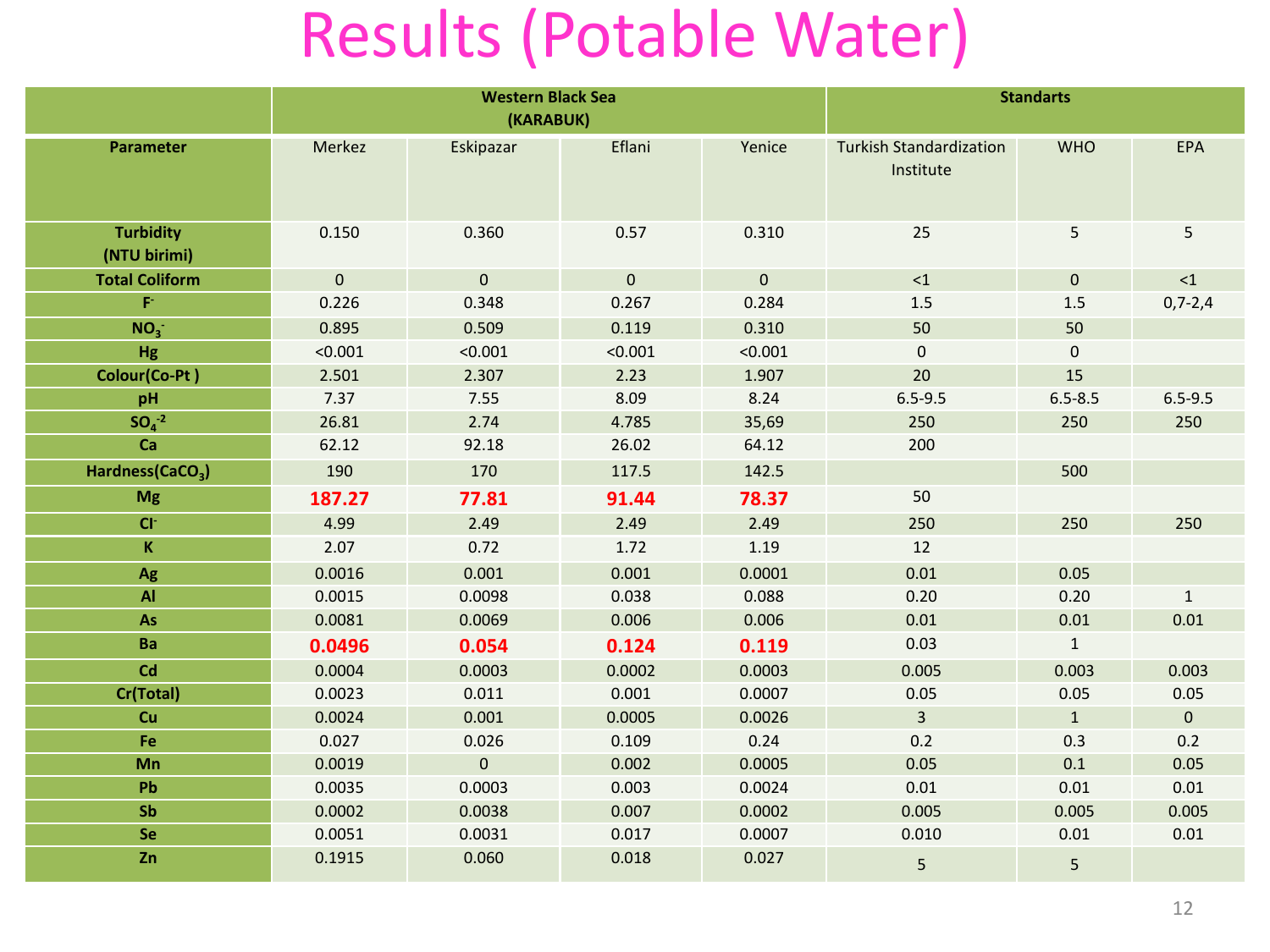# Results (Potable Water)

| | Western Black Sea (KARABUK) | | | | Standarts | | |
|---|---|---|---|---|---|---|---|
| **Parameter** | Merkez | Eskipazar | Eflani | Yenice | Turkish Standardization Institute | WHO | EPA |
| **Turbidity (NTU birimi)** | 0.150 | 0.360 | 0.57 | 0.310 | 25 | 5 | 5 |
| **Total Coliform** | 0 | 0 | 0 | 0 | <1 | 0 | <1 |
| **$F^-$** | 0.226 | 0.348 | 0.267 | 0.284 | 1.5 | 1.5 | 0,7-2,4 |
| **$NO_3^-$** | 0.895 | 0.509 | 0.119 | 0.310 | 50 | 50 | |
| **Hg** | <0.001 | <0.001 | <0.001 | <0.001 | 0 | 0 | |
| **Colour(Co-Pt )** | 2.501 | 2.307 | 2.23 | 1.907 | 20 | 15 | |
| **pH** | 7.37 | 7.55 | 8.09 | 8.24 | 6.5-9.5 | 6.5-8.5 | 6.5-9.5 |
| **$SO_4^{-2}$** | 26.81 | 2.74 | 4.785 | 35,69 | 250 | 250 | 250 |
| **Ca** | 62.12 | 92.18 | 26.02 | 64.12 | 200 | | |
| **Hardness($CaCO_3$)** | 190 | 170 | 117.5 | 142.5 | | 500 | |
| **Mg** | **187.27** | **77.81** | **91.44** | **78.37** | 50 | | |
| **$Cl^-$** | 4.99 | 2.49 | 2.49 | 2.49 | 250 | 250 | 250 |
| **K** | 2.07 | 0.72 | 1.72 | 1.19 | 12 | | |
| **Ag** | 0.0016 | 0.001 | 0.001 | 0.0001 | 0.01 | 0.05 | |
| **Al** | 0.0015 | 0.0098 | 0.038 | 0.088 | 0.20 | 0.20 | 1 |
| **As** | 0.0081 | 0.0069 | 0.006 | 0.006 | 0.01 | 0.01 | 0.01 |
| **Ba** | **0.0496** | **0.054** | **0.124** | **0.119** | 0.03 | 1 | |
| **Cd** | 0.0004 | 0.0003 | 0.0002 | 0.0003 | 0.005 | 0.003 | 0.003 |
| **Cr(Total)** | 0.0023 | 0.011 | 0.001 | 0.0007 | 0.05 | 0.05 | 0.05 |
| **Cu** | 0.0024 | 0.001 | 0.0005 | 0.0026 | 3 | 1 | 0 |
| **Fe** | 0.027 | 0.026 | 0.109 | 0.24 | 0.2 | 0.3 | 0.2 |
| **Mn** | 0.0019 | 0 | 0.002 | 0.0005 | 0.05 | 0.1 | 0.05 |
| **Pb** | 0.0035 | 0.0003 | 0.003 | 0.0024 | 0.01 | 0.01 | 0.01 |
| **Sb** | 0.0002 | 0.0038 | 0.007 | 0.0002 | 0.005 | 0.005 | 0.005 |
| **Se** | 0.0051 | 0.0031 | 0.017 | 0.0007 | 0.010 | 0.01 | 0.01 |
| **Zn** | 0.1915 | 0.060 | 0.018 | 0.027 | 5 | 5 | |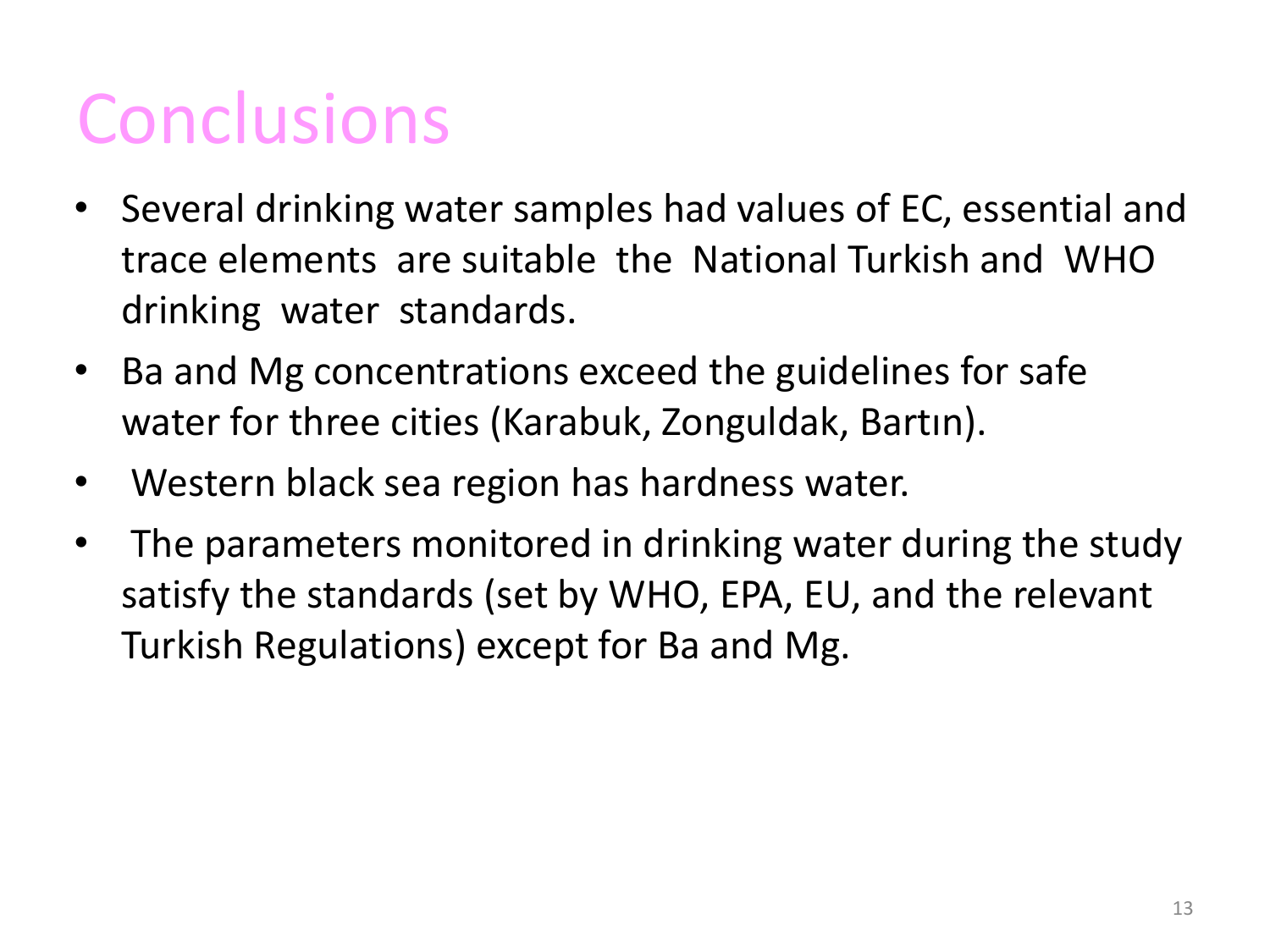# Conclusions

- Several drinking water samples had values of EC, essential and trace elements are suitable the National Turkish and WHO drinking water standards.
- Ba and Mg concentrations exceed the guidelines for safe water for three cities (Karabuk, Zonguldak, Bartın).
- Western black sea region has hardness water.
- The parameters monitored in drinking water during the study satisfy the standards (set by WHO, EPA, EU, and the relevant Turkish Regulations) except for Ba and Mg.